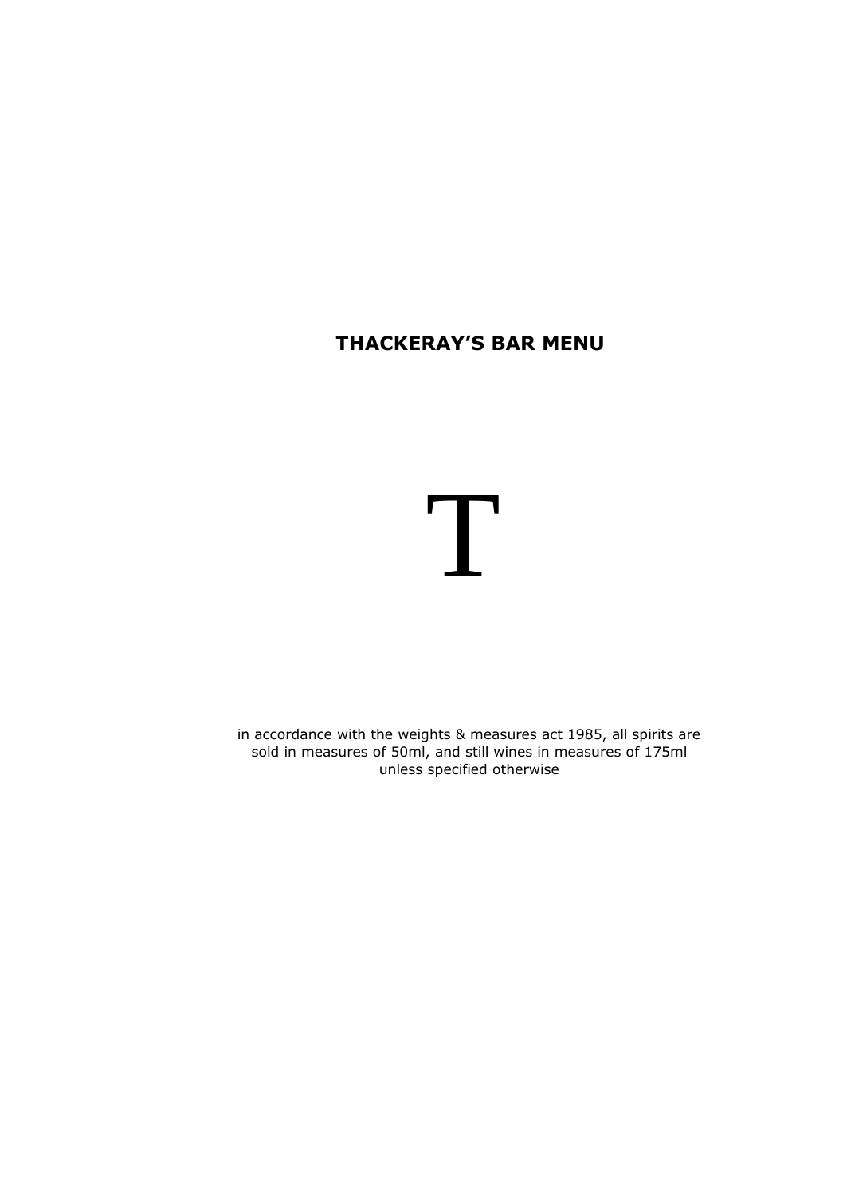# THACKERAY'S BAR MENU

T

in accordance with the weights & measures act 1985, all spirits are sold in measures of 50ml, and still wines in measures of 175ml unless specified otherwise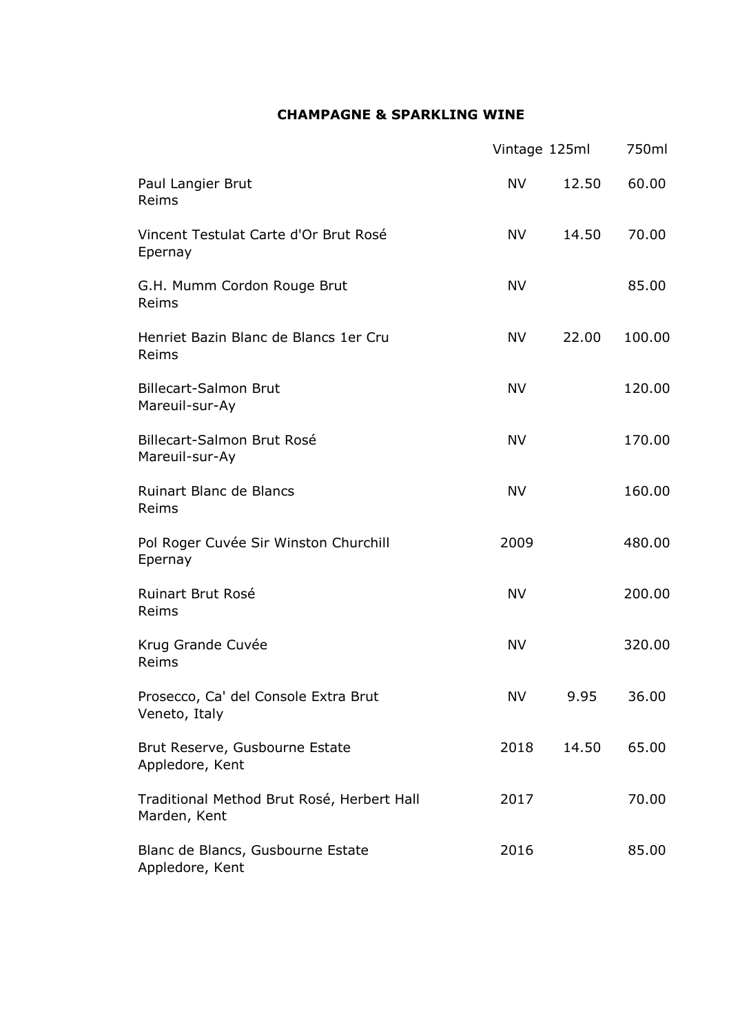## CHAMPAGNE & SPARKLING WINE

| | Vintage | 125ml | 750ml |
|---|---|---|---|
| Paul Langier Brut<br>Reims | NV | 12.50 | 60.00 |
| Vincent Testulat Carte d'Or Brut Rosé<br>Epernay | NV | 14.50 | 70.00 |
| G.H. Mumm Cordon Rouge Brut<br>Reims | NV | | 85.00 |
| Henriet Bazin Blanc de Blancs 1er Cru<br>Reims | NV | 22.00 | 100.00 |
| Billecart-Salmon Brut<br>Mareuil-sur-Ay | NV | | 120.00 |
| Billecart-Salmon Brut Rosé<br>Mareuil-sur-Ay | NV | | 170.00 |
| Ruinart Blanc de Blancs<br>Reims | NV | | 160.00 |
| Pol Roger Cuvée Sir Winston Churchill<br>Epernay | 2009 | | 480.00 |
| Ruinart Brut Rosé<br>Reims | NV | | 200.00 |
| Krug Grande Cuvée<br>Reims | NV | | 320.00 |
| Prosecco, Ca' del Console Extra Brut<br>Veneto, Italy | NV | 9.95 | 36.00 |
| Brut Reserve, Gusbourne Estate<br>Appledore, Kent | 2018 | 14.50 | 65.00 |
| Traditional Method Brut Rosé, Herbert Hall<br>Marden, Kent | 2017 | | 70.00 |
| Blanc de Blancs, Gusbourne Estate<br>Appledore, Kent | 2016 | | 85.00 |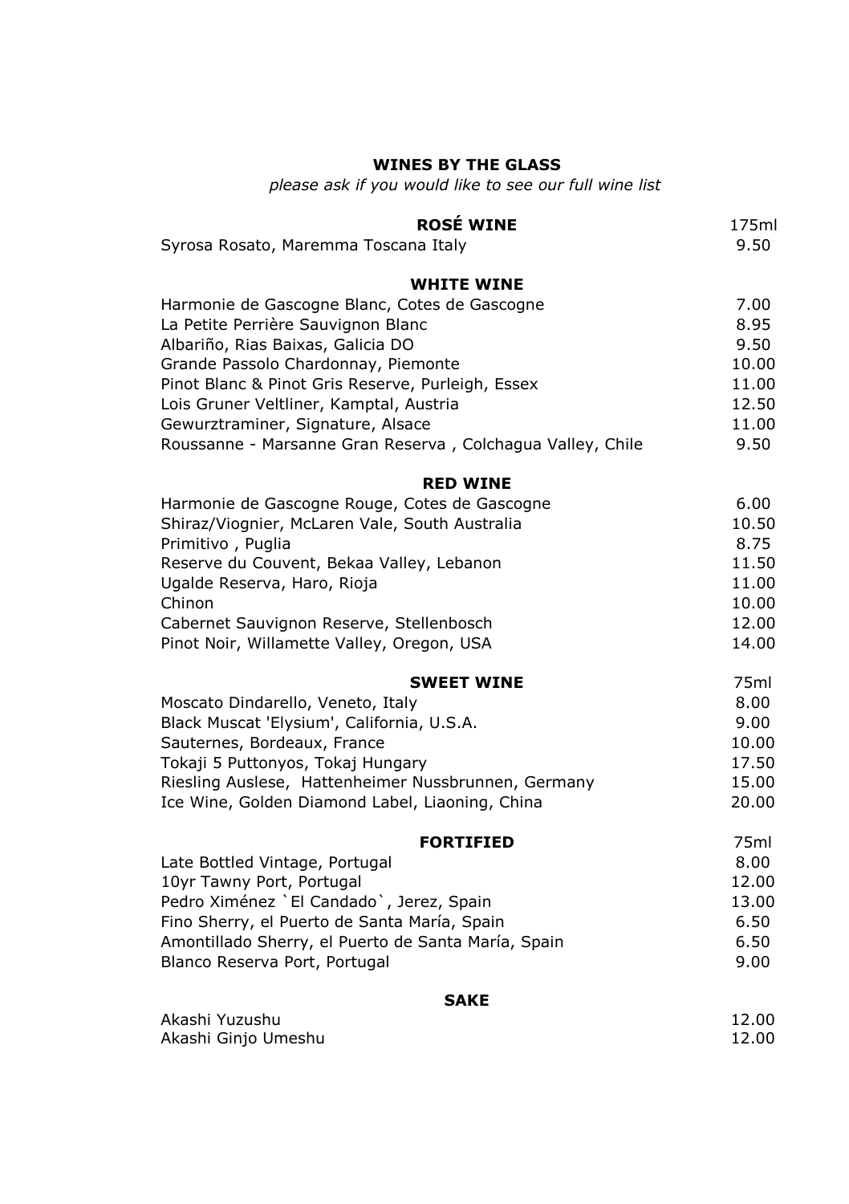## WINES BY THE GLASS

*please ask if you would like to see our full wine list*

| ROSÉ WINE | 175ml |
| --- | --- |
| Syrosa Rosato, Maremma Toscana Italy | 9.50 |

| WHITE WINE | |
| --- | --- |
| Harmonie de Gascogne Blanc, Cotes de Gascogne | 7.00 |
| La Petite Perrière Sauvignon Blanc | 8.95 |
| Albariño, Rias Baixas, Galicia DO | 9.50 |
| Grande Passolo Chardonnay, Piemonte | 10.00 |
| Pinot Blanc & Pinot Gris Reserve, Purleigh, Essex | 11.00 |
| Lois Gruner Veltliner, Kamptal, Austria | 12.50 |
| Gewurztraminer, Signature, Alsace | 11.00 |
| Roussanne - Marsanne Gran Reserva , Colchagua Valley, Chile | 9.50 |

| RED WINE | |
| --- | --- |
| Harmonie de Gascogne Rouge, Cotes de Gascogne | 6.00 |
| Shiraz/Viognier, McLaren Vale, South Australia | 10.50 |
| Primitivo , Puglia | 8.75 |
| Reserve du Couvent, Bekaa Valley, Lebanon | 11.50 |
| Ugalde Reserva, Haro, Rioja | 11.00 |
| Chinon | 10.00 |
| Cabernet Sauvignon Reserve, Stellenbosch | 12.00 |
| Pinot Noir, Willamette Valley, Oregon, USA | 14.00 |

| SWEET WINE | 75ml |
| --- | --- |
| Moscato Dindarello, Veneto, Italy | 8.00 |
| Black Muscat 'Elysium', California, U.S.A. | 9.00 |
| Sauternes, Bordeaux, France | 10.00 |
| Tokaji 5 Puttonyos, Tokaj Hungary | 17.50 |
| Riesling Auslese, Hattenheimer Nussbrunnen, Germany | 15.00 |
| Ice Wine, Golden Diamond Label, Liaoning, China | 20.00 |

| FORTIFIED | 75ml |
| --- | --- |
| Late Bottled Vintage, Portugal | 8.00 |
| 10yr Tawny Port, Portugal | 12.00 |
| Pedro Ximénez `El Candado`, Jerez, Spain | 13.00 |
| Fino Sherry, el Puerto de Santa María, Spain | 6.50 |
| Amontillado Sherry, el Puerto de Santa María, Spain | 6.50 |
| Blanco Reserva Port, Portugal | 9.00 |

| SAKE | |
| --- | --- |
| Akashi Yuzushu | 12.00 |
| Akashi Ginjo Umeshu | 12.00 |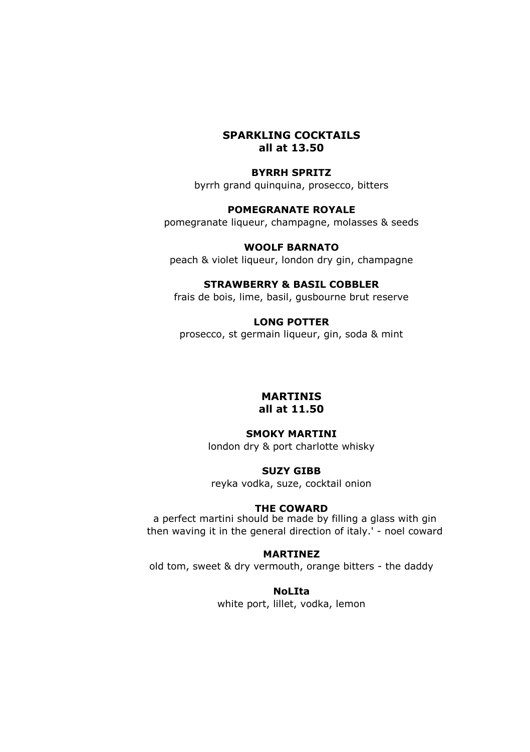## SPARKLING COCKTAILS
**all at 13.50**

**BYRRH SPRITZ**
byrrh grand quinquina, prosecco, bitters

**POMEGRANATE ROYALE**
pomegranate liqueur, champagne, molasses & seeds

**WOOLF BARNATO**
peach & violet liqueur, london dry gin, champagne

**STRAWBERRY & BASIL COBBLER**
frais de bois, lime, basil, gusbourne brut reserve

**LONG POTTER**
prosecco, st germain liqueur, gin, soda & mint

## MARTINIS
**all at 11.50**

**SMOKY MARTINI**
london dry & port charlotte whisky

**SUZY GIBB**
reyka vodka, suze, cocktail onion

**THE COWARD**
a perfect martini should be made by filling a glass with gin then waving it in the general direction of italy.' - noel coward

**MARTINEZ**
old tom, sweet & dry vermouth, orange bitters - the daddy

**NoLIta**
white port, lillet, vodka, lemon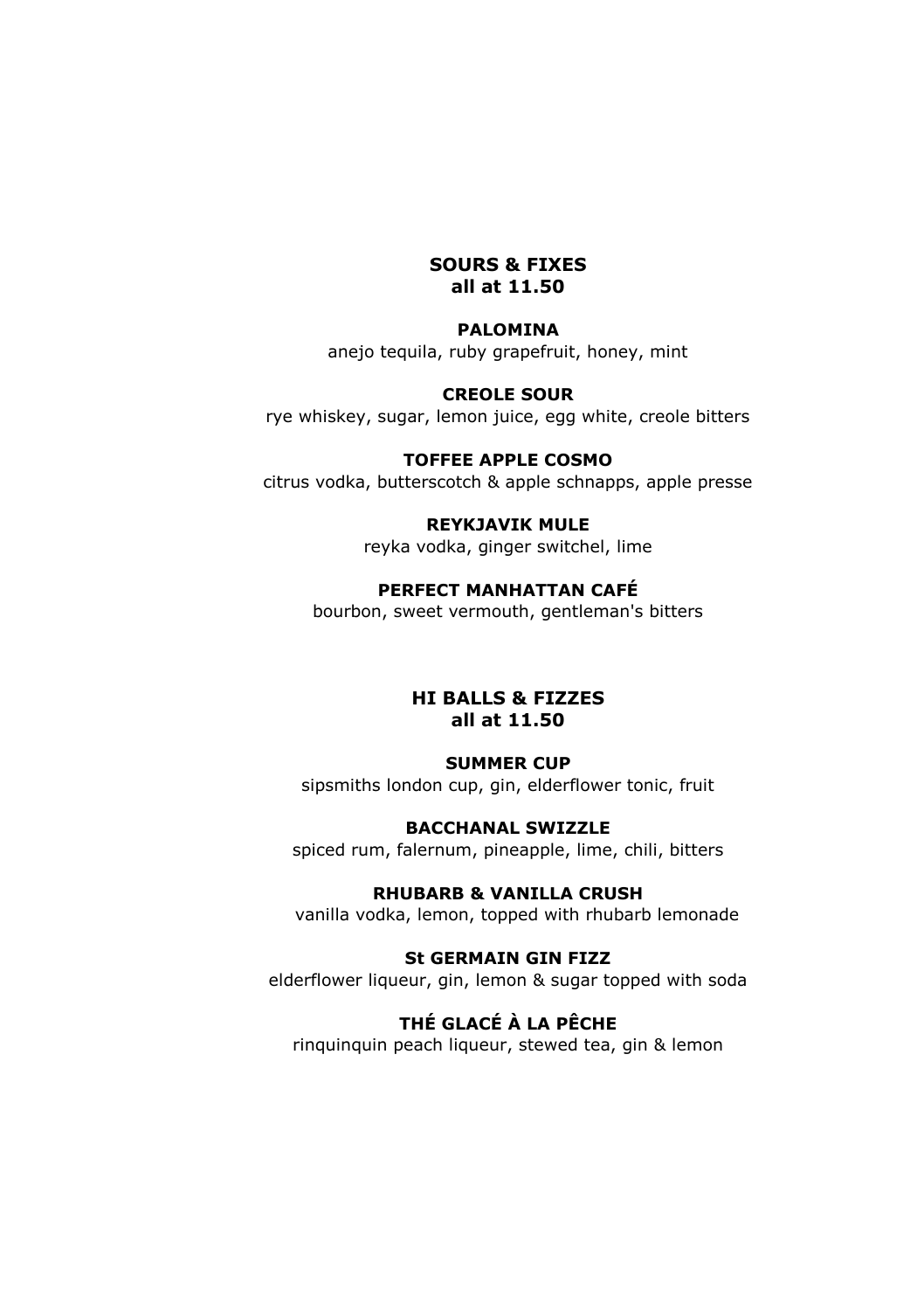## SOURS & FIXES
**all at 11.50**

**PALOMINA**
anejo tequila, ruby grapefruit, honey, mint

**CREOLE SOUR**
rye whiskey, sugar, lemon juice, egg white, creole bitters

**TOFFEE APPLE COSMO**
citrus vodka, butterscotch & apple schnapps, apple presse

**REYKJAVIK MULE**
reyka vodka, ginger switchel, lime

**PERFECT MANHATTAN CAFÉ**
bourbon, sweet vermouth, gentleman's bitters

## HI BALLS & FIZZES
**all at 11.50**

**SUMMER CUP**
sipsmiths london cup, gin, elderflower tonic, fruit

**BACCHANAL SWIZZLE**
spiced rum, falernum, pineapple, lime, chili, bitters

**RHUBARB & VANILLA CRUSH**
vanilla vodka, lemon, topped with rhubarb lemonade

**St GERMAIN GIN FIZZ**
elderflower liqueur, gin, lemon & sugar topped with soda

**THÉ GLACÉ À LA PÊCHE**
rinquinquin peach liqueur, stewed tea, gin & lemon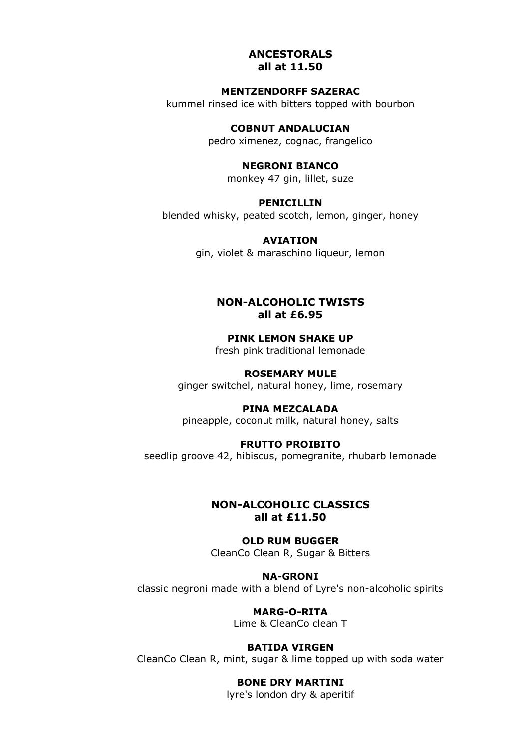## ANCESTORALS
**all at 11.50**

**MENTZENDORFF SAZERAC**
kummel rinsed ice with bitters topped with bourbon

**COBNUT ANDALUCIAN**
pedro ximenez, cognac, frangelico

**NEGRONI BIANCO**
monkey 47 gin, lillet, suze

**PENICILLIN**
blended whisky, peated scotch, lemon, ginger, honey

**AVIATION**
gin, violet & maraschino liqueur, lemon

## NON-ALCOHOLIC TWISTS
**all at £6.95**

**PINK LEMON SHAKE UP**
fresh pink traditional lemonade

**ROSEMARY MULE**
ginger switchel, natural honey, lime, rosemary

**PINA MEZCALADA**
pineapple, coconut milk, natural honey, salts

**FRUTTO PROIBITO**
seedlip groove 42, hibiscus, pomegranite, rhubarb lemonade

## NON-ALCOHOLIC CLASSICS
**all at £11.50**

**OLD RUM BUGGER**
CleanCo Clean R, Sugar & Bitters

**NA-GRONI**
classic negroni made with a blend of Lyre's non-alcoholic spirits

**MARG-O-RITA**
Lime & CleanCo clean T

**BATIDA VIRGEN**
CleanCo Clean R, mint, sugar & lime topped up with soda water

**BONE DRY MARTINI**
lyre's london dry & aperitif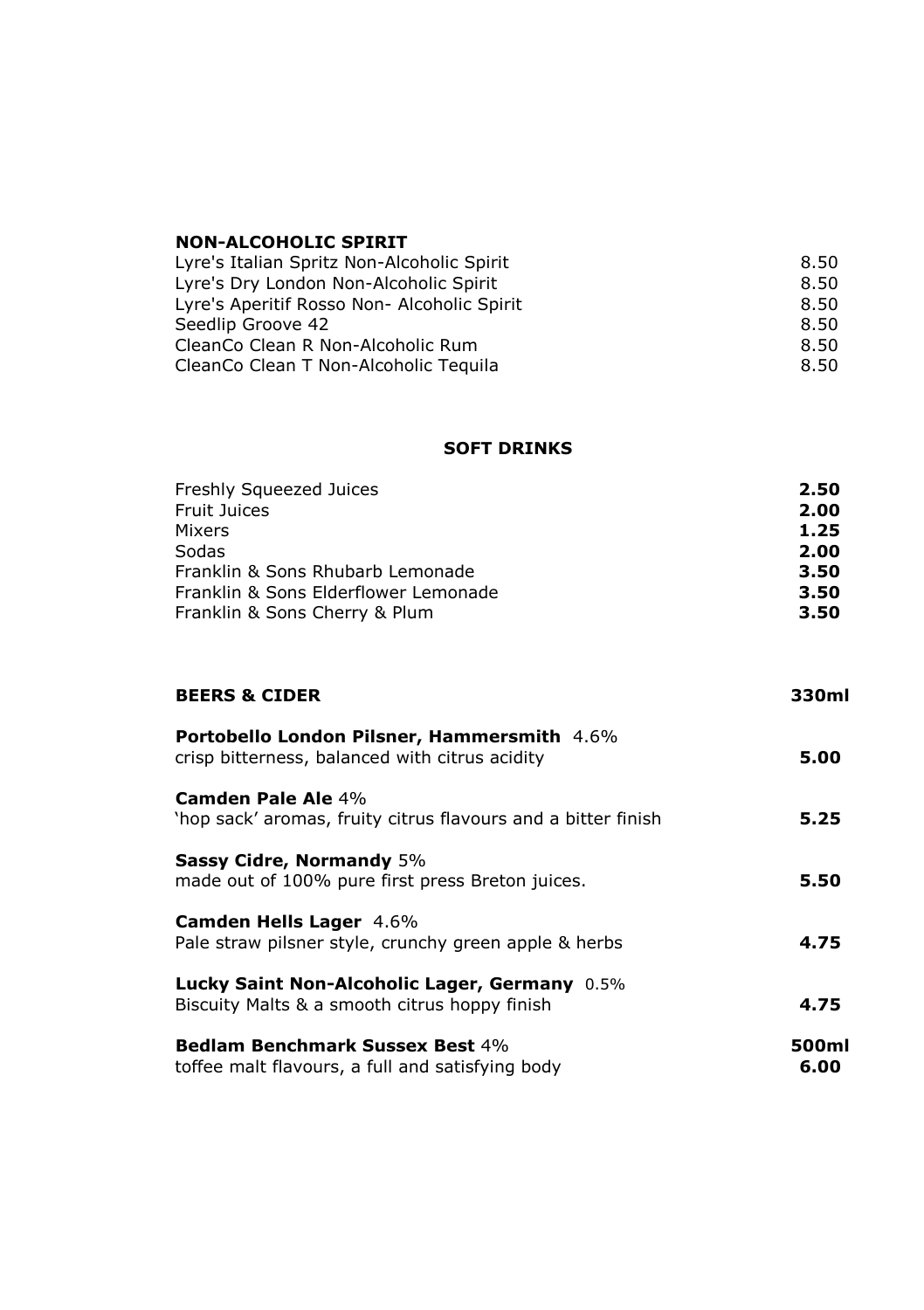## NON-ALCOHOLIC SPIRIT

| | |
|---|---|
| Lyre's Italian Spritz Non-Alcoholic Spirit | 8.50 |
| Lyre's Dry London Non-Alcoholic Spirit | 8.50 |
| Lyre's Aperitif Rosso Non- Alcoholic Spirit | 8.50 |
| Seedlip Groove 42 | 8.50 |
| CleanCo Clean R Non-Alcoholic Rum | 8.50 |
| CleanCo Clean T Non-Alcoholic Tequila | 8.50 |

## SOFT DRINKS

| | |
|---|---|
| Freshly Squeezed Juices | **2.50** |
| Fruit Juices | **2.00** |
| Mixers | **1.25** |
| Sodas | **2.00** |
| Franklin & Sons Rhubarb Lemonade | **3.50** |
| Franklin & Sons Elderflower Lemonade | **3.50** |
| Franklin & Sons Cherry & Plum | **3.50** |

## BEERS & CIDER

**330ml**

**Portobello London Pilsner, Hammersmith** 4.6%
crisp bitterness, balanced with citrus acidity **5.00**

**Camden Pale Ale** 4%
'hop sack' aromas, fruity citrus flavours and a bitter finish **5.25**

**Sassy Cidre, Normandy** 5%
made out of 100% pure first press Breton juices. **5.50**

**Camden Hells Lager** 4.6%
Pale straw pilsner style, crunchy green apple & herbs **4.75**

**Lucky Saint Non-Alcoholic Lager, Germany** 0.5%
Biscuity Malts & a smooth citrus hoppy finish **4.75**

**Bedlam Benchmark Sussex Best** 4% **500ml**
toffee malt flavours, a full and satisfying body **6.00**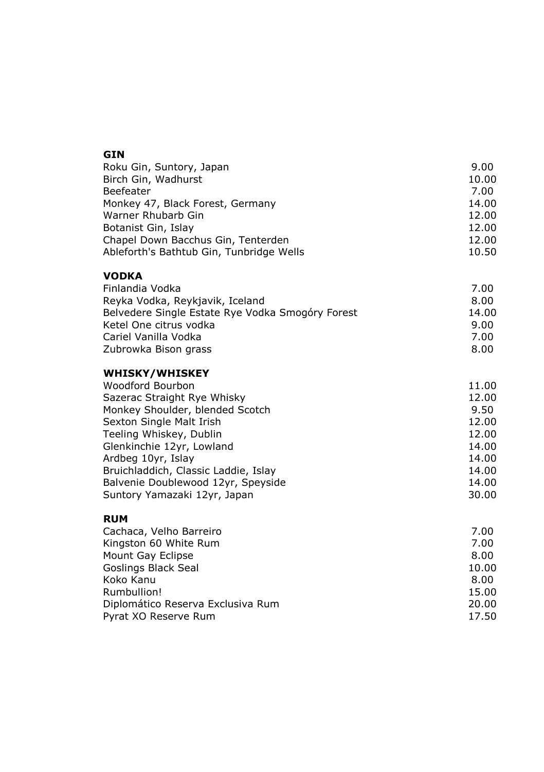## GIN

| | |
|---|---|
| Roku Gin, Suntory, Japan | 9.00 |
| Birch Gin, Wadhurst | 10.00 |
| Beefeater | 7.00 |
| Monkey 47, Black Forest, Germany | 14.00 |
| Warner Rhubarb Gin | 12.00 |
| Botanist Gin, Islay | 12.00 |
| Chapel Down Bacchus Gin, Tenterden | 12.00 |
| Ableforth's Bathtub Gin, Tunbridge Wells | 10.50 |

## VODKA

| | |
|---|---|
| Finlandia Vodka | 7.00 |
| Reyka Vodka, Reykjavik, Iceland | 8.00 |
| Belvedere Single Estate Rye Vodka Smogóry Forest | 14.00 |
| Ketel One citrus vodka | 9.00 |
| Cariel Vanilla Vodka | 7.00 |
| Zubrowka Bison grass | 8.00 |

## WHISKY/WHISKEY

| | |
|---|---|
| Woodford Bourbon | 11.00 |
| Sazerac Straight Rye Whisky | 12.00 |
| Monkey Shoulder, blended Scotch | 9.50 |
| Sexton Single Malt Irish | 12.00 |
| Teeling Whiskey, Dublin | 12.00 |
| Glenkinchie 12yr, Lowland | 14.00 |
| Ardbeg 10yr, Islay | 14.00 |
| Bruichladdich, Classic Laddie, Islay | 14.00 |
| Balvenie Doublewood 12yr, Speyside | 14.00 |
| Suntory Yamazaki 12yr, Japan | 30.00 |

## RUM

| | |
|---|---|
| Cachaca, Velho Barreiro | 7.00 |
| Kingston 60 White Rum | 7.00 |
| Mount Gay Eclipse | 8.00 |
| Goslings Black Seal | 10.00 |
| Koko Kanu | 8.00 |
| Rumbullion! | 15.00 |
| Diplomático Reserva Exclusiva Rum | 20.00 |
| Pyrat XO Reserve Rum | 17.50 |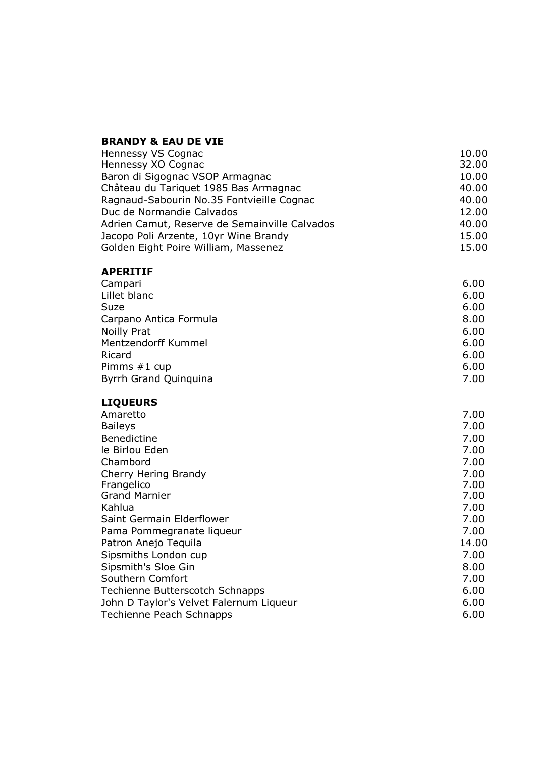## BRANDY & EAU DE VIE

| | |
|---|---|
| Hennessy VS Cognac | 10.00 |
| Hennessy XO Cognac | 32.00 |
| Baron di Sigognac VSOP Armagnac | 10.00 |
| Château du Tariquet 1985 Bas Armagnac | 40.00 |
| Ragnaud-Sabourin No.35 Fontvieille Cognac | 40.00 |
| Duc de Normandie Calvados | 12.00 |
| Adrien Camut, Reserve de Semainville Calvados | 40.00 |
| Jacopo Poli Arzente, 10yr Wine Brandy | 15.00 |
| Golden Eight Poire William, Massenez | 15.00 |

## APERITIF

| | |
|---|---|
| Campari | 6.00 |
| Lillet blanc | 6.00 |
| Suze | 6.00 |
| Carpano Antica Formula | 8.00 |
| Noilly Prat | 6.00 |
| Mentzendorff Kummel | 6.00 |
| Ricard | 6.00 |
| Pimms #1 cup | 6.00 |
| Byrrh Grand Quinquina | 7.00 |

## LIQUEURS

| | |
|---|---|
| Amaretto | 7.00 |
| Baileys | 7.00 |
| Benedictine | 7.00 |
| le Birlou Eden | 7.00 |
| Chambord | 7.00 |
| Cherry Hering Brandy | 7.00 |
| Frangelico | 7.00 |
| Grand Marnier | 7.00 |
| Kahlua | 7.00 |
| Saint Germain Elderflower | 7.00 |
| Pama Pommegranate liqueur | 7.00 |
| Patron Anejo Tequila | 14.00 |
| Sipsmiths London cup | 7.00 |
| Sipsmith's Sloe Gin | 8.00 |
| Southern Comfort | 7.00 |
| Techienne Butterscotch Schnapps | 6.00 |
| John D Taylor's Velvet Falernum Liqueur | 6.00 |
| Techienne Peach Schnapps | 6.00 |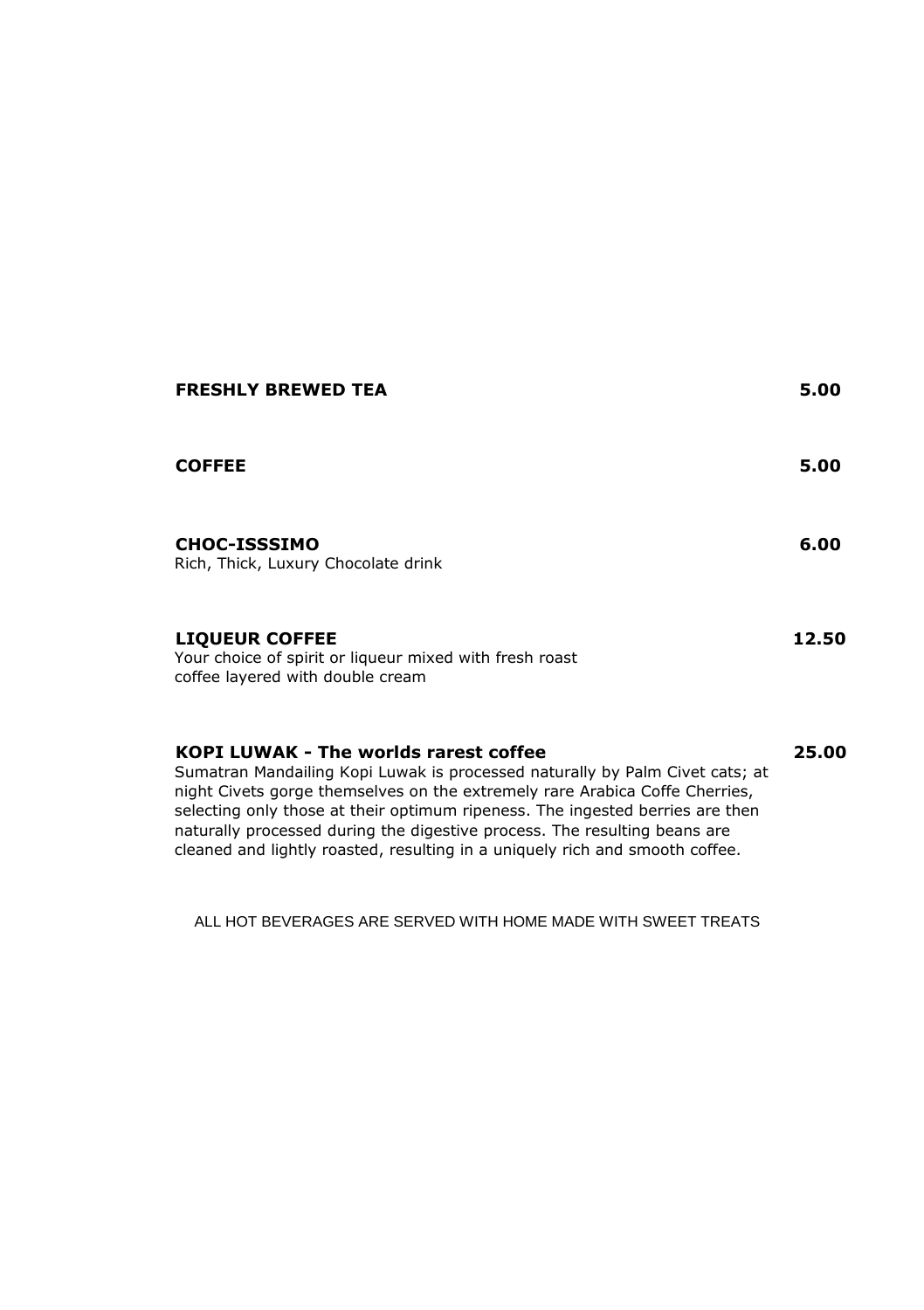**FRESHLY BREWED TEA** **5.00**

**COFFEE** **5.00**

**CHOC-ISSSIMO** **6.00**
Rich, Thick, Luxury Chocolate drink

**LIQUEUR COFFEE** **12.50**
Your choice of spirit or liqueur mixed with fresh roast coffee layered with double cream

**KOPI LUWAK - The worlds rarest coffee** **25.00**
Sumatran Mandailing Kopi Luwak is processed naturally by Palm Civet cats; at night Civets gorge themselves on the extremely rare Arabica Coffe Cherries, selecting only those at their optimum ripeness. The ingested berries are then naturally processed during the digestive process. The resulting beans are cleaned and lightly roasted, resulting in a uniquely rich and smooth coffee.

ALL HOT BEVERAGES ARE SERVED WITH HOME MADE WITH SWEET TREATS